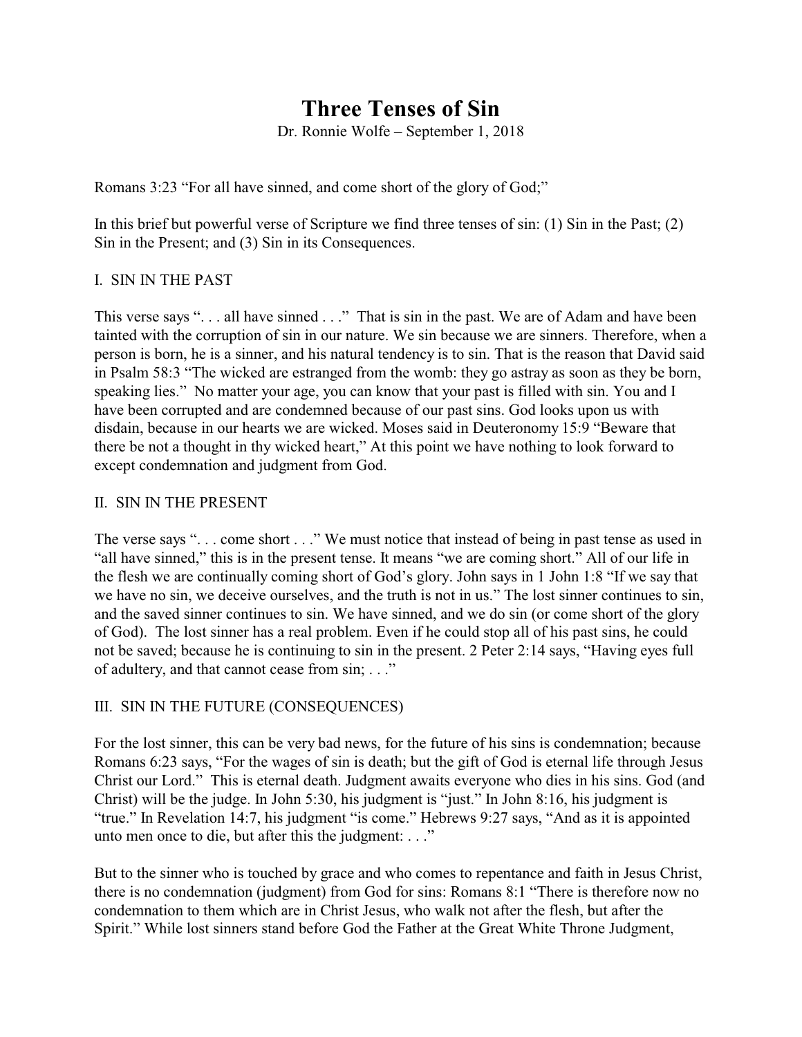# Three Tenses of Sin

Dr. Ronnie Wolfe – September 1, 2018

Romans 3:23 "For all have sinned, and come short of the glory of God;"

In this brief but powerful verse of Scripture we find three tenses of sin: (1) Sin in the Past; (2) Sin in the Present; and (3) Sin in its Consequences.

## I. SIN IN THE PAST

This verse says ". . . all have sinned . . ." That is sin in the past. We are of Adam and have been tainted with the corruption of sin in our nature. We sin because we are sinners. Therefore, when a person is born, he is a sinner, and his natural tendency is to sin. That is the reason that David said in Psalm 58:3 "The wicked are estranged from the womb: they go astray as soon as they be born, speaking lies." No matter your age, you can know that your past is filled with sin. You and I have been corrupted and are condemned because of our past sins. God looks upon us with disdain, because in our hearts we are wicked. Moses said in Deuteronomy 15:9 "Beware that there be not a thought in thy wicked heart," At this point we have nothing to look forward to except condemnation and judgment from God.

## II. SIN IN THE PRESENT

The verse says ". . . come short . . ." We must notice that instead of being in past tense as used in "all have sinned," this is in the present tense. It means "we are coming short." All of our life in the flesh we are continually coming short of God's glory. John says in 1 John 1:8 "If we say that we have no sin, we deceive ourselves, and the truth is not in us." The lost sinner continues to sin, and the saved sinner continues to sin. We have sinned, and we do sin (or come short of the glory of God). The lost sinner has a real problem. Even if he could stop all of his past sins, he could not be saved; because he is continuing to sin in the present. 2 Peter 2:14 says, "Having eyes full of adultery, and that cannot cease from sin; . . ."

## III. SIN IN THE FUTURE (CONSEQUENCES)

For the lost sinner, this can be very bad news, for the future of his sins is condemnation; because Romans 6:23 says, "For the wages of sin is death; but the gift of God is eternal life through Jesus Christ our Lord." This is eternal death. Judgment awaits everyone who dies in his sins. God (and Christ) will be the judge. In John 5:30, his judgment is "just." In John 8:16, his judgment is "true." In Revelation 14:7, his judgment "is come." Hebrews 9:27 says, "And as it is appointed unto men once to die, but after this the judgment: . . ."

But to the sinner who is touched by grace and who comes to repentance and faith in Jesus Christ, there is no condemnation (judgment) from God for sins: Romans 8:1 "There is therefore now no condemnation to them which are in Christ Jesus, who walk not after the flesh, but after the Spirit." While lost sinners stand before God the Father at the Great White Throne Judgment,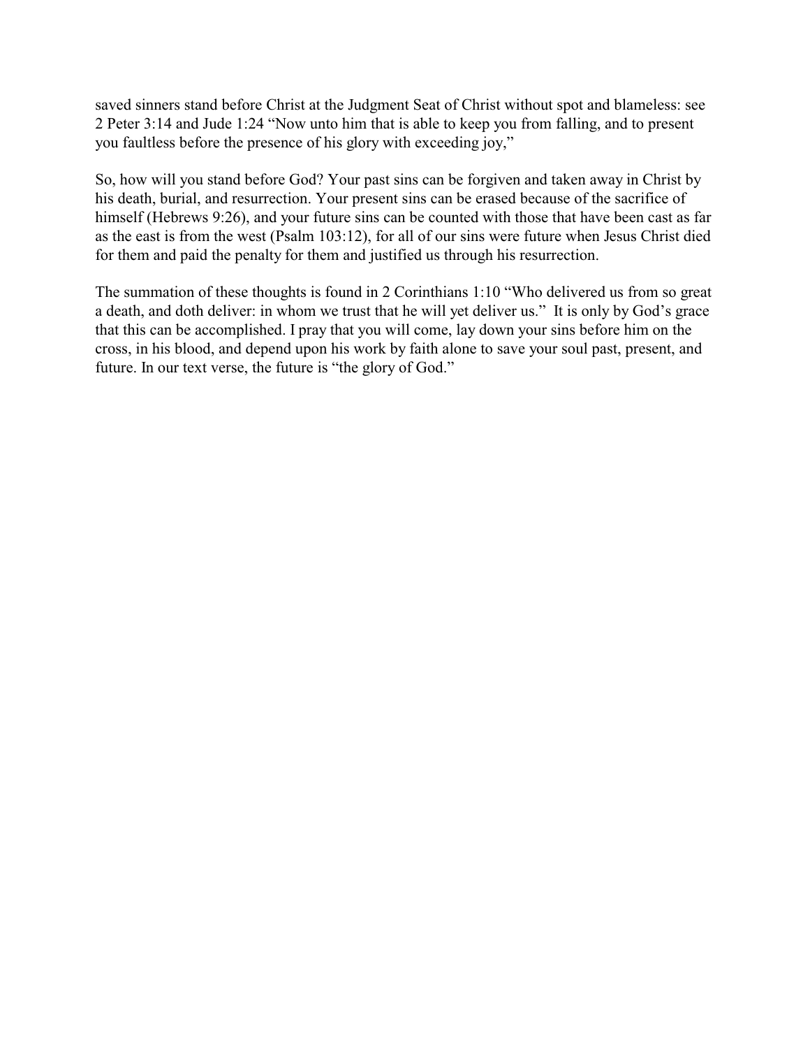saved sinners stand before Christ at the Judgment Seat of Christ without spot and blameless: see 2 Peter 3:14 and Jude 1:24 "Now unto him that is able to keep you from falling, and to present you faultless before the presence of his glory with exceeding joy,"

So, how will you stand before God? Your past sins can be forgiven and taken away in Christ by his death, burial, and resurrection. Your present sins can be erased because of the sacrifice of himself (Hebrews 9:26), and your future sins can be counted with those that have been cast as far as the east is from the west (Psalm 103:12), for all of our sins were future when Jesus Christ died for them and paid the penalty for them and justified us through his resurrection.

The summation of these thoughts is found in 2 Corinthians 1:10 "Who delivered us from so great a death, and doth deliver: in whom we trust that he will yet deliver us." It is only by God's grace that this can be accomplished. I pray that you will come, lay down your sins before him on the cross, in his blood, and depend upon his work by faith alone to save your soul past, present, and future. In our text verse, the future is "the glory of God."